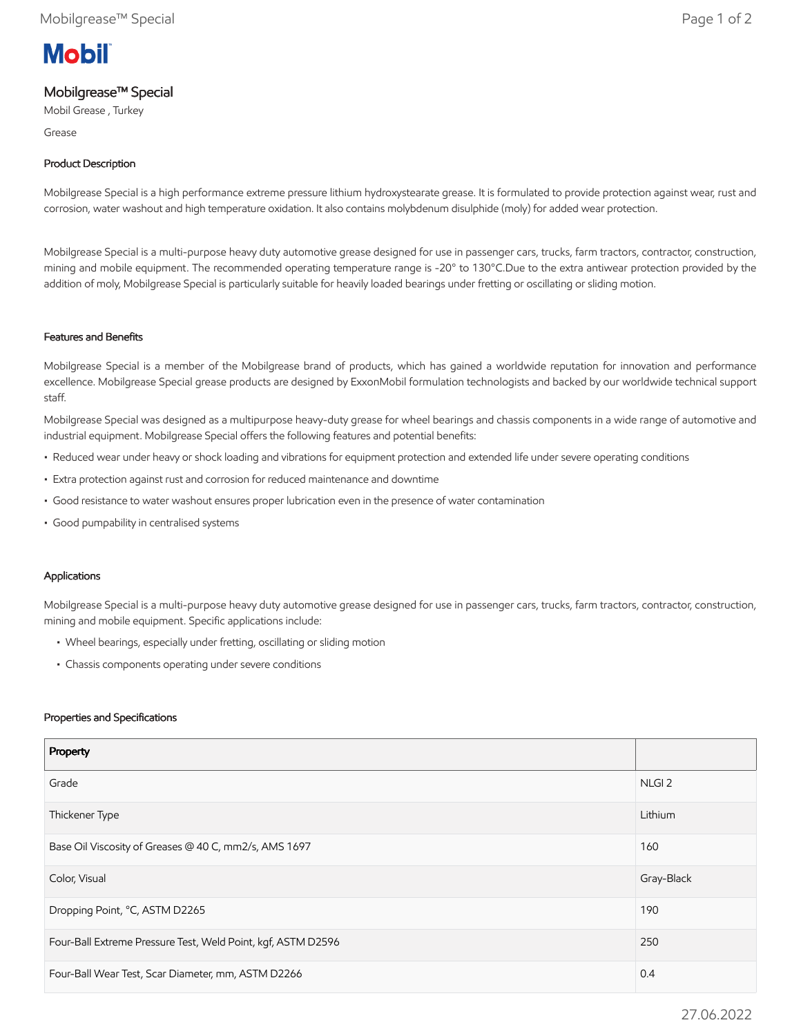# Mobilgrease™ Special

Mobil Grease , Turkey

Grease

## Product Description

Mobilgrease Special is a high performance extreme pressure lithium hydroxystearate grease. It is formulated to provide protection against wear, rust and corrosion, water washout and high temperature oxidation. It also contains molybdenum disulphide (moly) for added wear protection.

Mobilgrease Special is a multi-purpose heavy duty automotive grease designed for use in passenger cars, trucks, farm tractors, contractor, construction, mining and mobile equipment. The recommended operating temperature range is -20° to 130°C.Due to the extra antiwear protection provided by the addition of moly, Mobilgrease Special is particularly suitable for heavily loaded bearings under fretting or oscillating or sliding motion.

## Features and Benefits

Mobilgrease Special is a member of the Mobilgrease brand of products, which has gained a worldwide reputation for innovation and performance excellence. Mobilgrease Special grease products are designed by ExxonMobil formulation technologists and backed by our worldwide technical support staff.

Mobilgrease Special was designed as a multipurpose heavy-duty grease for wheel bearings and chassis components in a wide range of automotive and industrial equipment. Mobilgrease Special offers the following features and potential benefits:

- Reduced wear under heavy or shock loading and vibrations for equipment protection and extended life under severe operating conditions
- Extra protection against rust and corrosion for reduced maintenance and downtime
- Good resistance to water washout ensures proper lubrication even in the presence of water contamination
- Good pumpability in centralised systems

## Applications

Mobilgrease Special is a multi-purpose heavy duty automotive grease designed for use in passenger cars, trucks, farm tractors, contractor, construction, mining and mobile equipment. Specific applications include:

- Wheel bearings, especially under fretting, oscillating or sliding motion
- Chassis components operating under severe conditions

## Properties and Specifications

| Property | |
|---|---|
| Grade | NLGI 2 |
| Thickener Type | Lithium |
| Base Oil Viscosity of Greases @ 40 C, mm2/s, AMS 1697 | 160 |
| Color, Visual | Gray-Black |
| Dropping Point, °C, ASTM D2265 | 190 |
| Four-Ball Extreme Pressure Test, Weld Point, kgf, ASTM D2596 | 250 |
| Four-Ball Wear Test, Scar Diameter, mm, ASTM D2266 | 0.4 |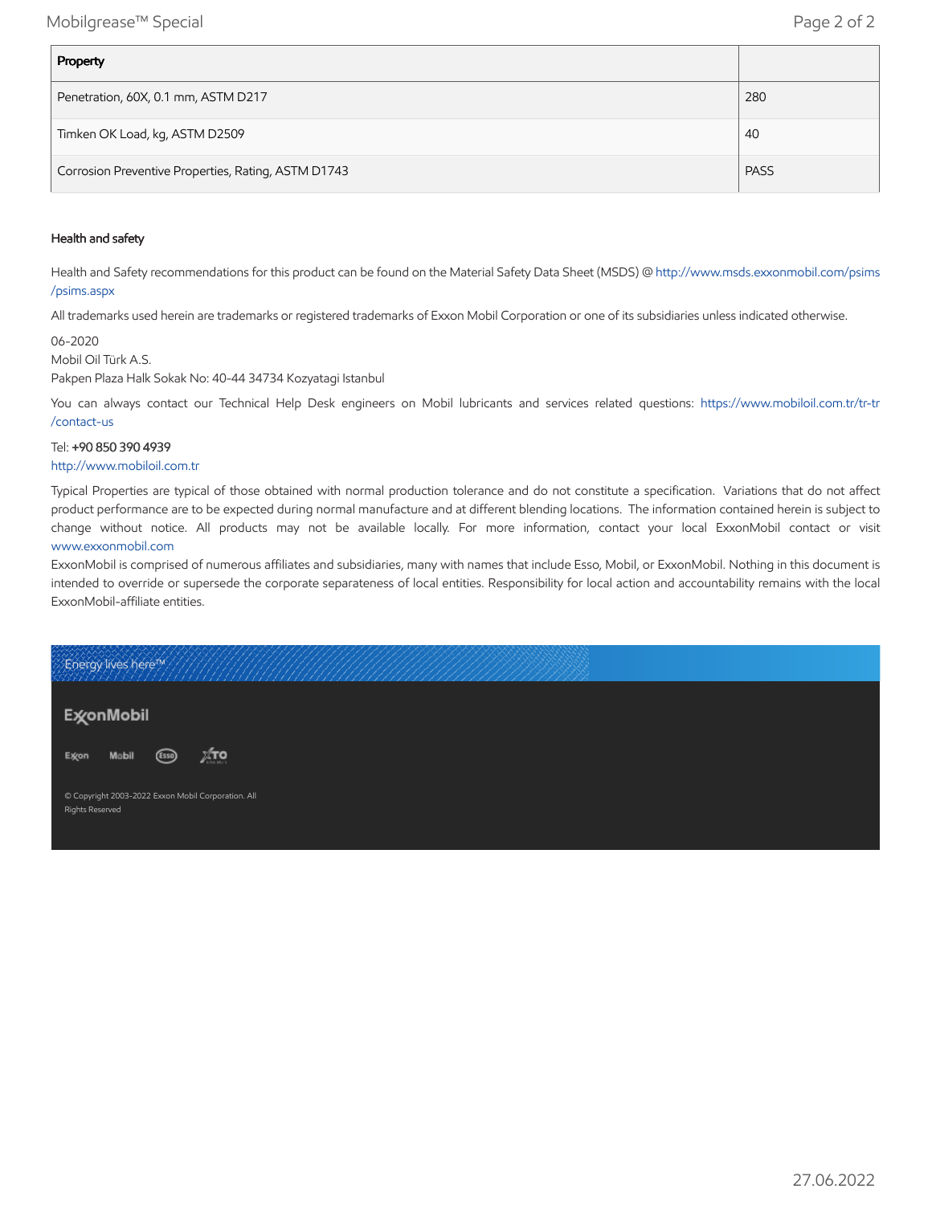| Property | |
|---|---|
| Penetration, 60X, 0.1 mm, ASTM D217 | 280 |
| Timken OK Load, kg, ASTM D2509 | 40 |
| Corrosion Preventive Properties, Rating, ASTM D1743 | PASS |

### Health and safety

Health and Safety recommendations for this product can be found on the Material Safety Data Sheet (MSDS) @ http://www.msds.exxonmobil.com/psims/psims.aspx

All trademarks used herein are trademarks or registered trademarks of Exxon Mobil Corporation or one of its subsidiaries unless indicated otherwise.

06-2020
Mobil Oil Türk A.S.
Pakpen Plaza Halk Sokak No: 40-44 34734 Kozyatagi Istanbul

You can always contact our Technical Help Desk engineers on Mobil lubricants and services related questions: https://www.mobiloil.com.tr/tr-tr/contact-us

Tel: +90 850 390 4939
http://www.mobiloil.com.tr

Typical Properties are typical of those obtained with normal production tolerance and do not constitute a specification. Variations that do not affect product performance are to be expected during normal manufacture and at different blending locations. The information contained herein is subject to change without notice. All products may not be available locally. For more information, contact your local ExxonMobil contact or visit www.exxonmobil.com

ExxonMobil is comprised of numerous affiliates and subsidiaries, many with names that include Esso, Mobil, or ExxonMobil. Nothing in this document is intended to override or supersede the corporate separateness of local entities. Responsibility for local action and accountability remains with the local ExxonMobil-affiliate entities.

Energy lives here™

ExxonMobil

Exxon Mobil Esso XTO

© Copyright 2003-2022 Exxon Mobil Corporation. All Rights Reserved

27.06.2022